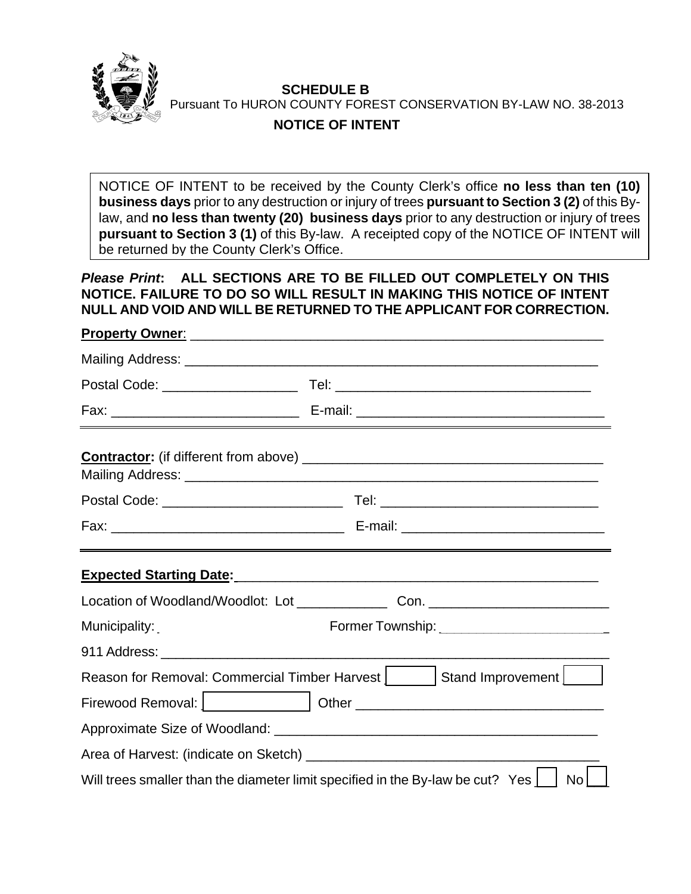**SCHEDULE B**

Pursuant To HURON COUNTY FOREST CONSERVATION BY-LAW NO. 38-2013

**NOTICE OF INTENT**

NOTICE OF INTENT to be received by the County Clerk's office **no less than ten (10) business days** prior to any destruction or injury of trees **pursuant to Section 3 (2)** of this By-law, and **no less than twenty (20) business days** prior to any destruction or injury of trees **pursuant to Section 3 (1)** of this By-law. A receipted copy of the NOTICE OF INTENT will be returned by the County Clerk's Office.

***Please Print*: ALL SECTIONS ARE TO BE FILLED OUT COMPLETELY ON THIS NOTICE. FAILURE TO DO SO WILL RESULT IN MAKING THIS NOTICE OF INTENT NULL AND VOID AND WILL BE RETURNED TO THE APPLICANT FOR CORRECTION.**

**Property Owner**: ______________________________________________

Mailing Address: ______________________________________________

Postal Code: ________________ Tel: ______________________________

Fax: ______________________ E-mail: ______________________________

---

**Contractor:** (if different from above) ______________________________

Mailing Address: ______________________________________________

Postal Code: ____________________ Tel: __________________________

Fax: __________________________ E-mail: _________________________

---

**Expected Starting Date:** ______________________________________

Location of Woodland/Woodlot: Lot __________ Con. ____________________

Municipality: ______ Former Township: ____________________

911 Address: ______________________________________________

Reason for Removal: Commercial Timber Harvest [ ] Stand Improvement [ ]

Firewood Removal: [ ] Other ______________________________

Approximate Size of Woodland: ____________________________________

Area of Harvest: (indicate on Sketch) ______________________________

Will trees smaller than the diameter limit specified in the By-law be cut? Yes [ ] No [ ]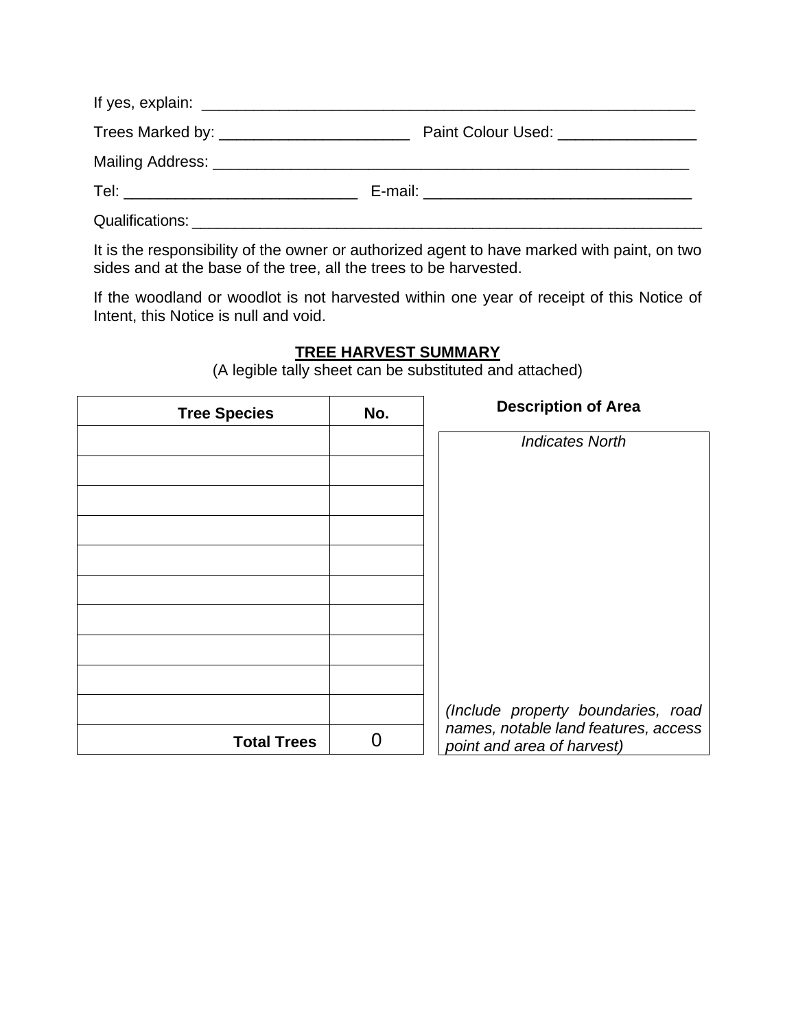If yes, explain: ____________________________________________________________

Trees Marked by: ______________________ Paint Colour Used: ________________

Mailing Address: __________________________________________________________

Tel: ___________________________ E-mail: ______________________________

Qualifications: ______________________________________________________________

It is the responsibility of the owner or authorized agent to have marked with paint, on two sides and at the base of the tree, all the trees to be harvested.

If the woodland or woodlot is not harvested within one year of receipt of this Notice of Intent, this Notice is null and void.

**TREE HARVEST SUMMARY**

(A legible tally sheet can be substituted and attached)

| Tree Species | No. |
|---|---|
| | |
| | |
| | |
| | |
| | |
| | |
| | |
| | |
| | |
| | |
| **Total Trees** | 0 |

**Description of Area**

*Indicates North*

*(Include property boundaries, road names, notable land features, access point and area of harvest)*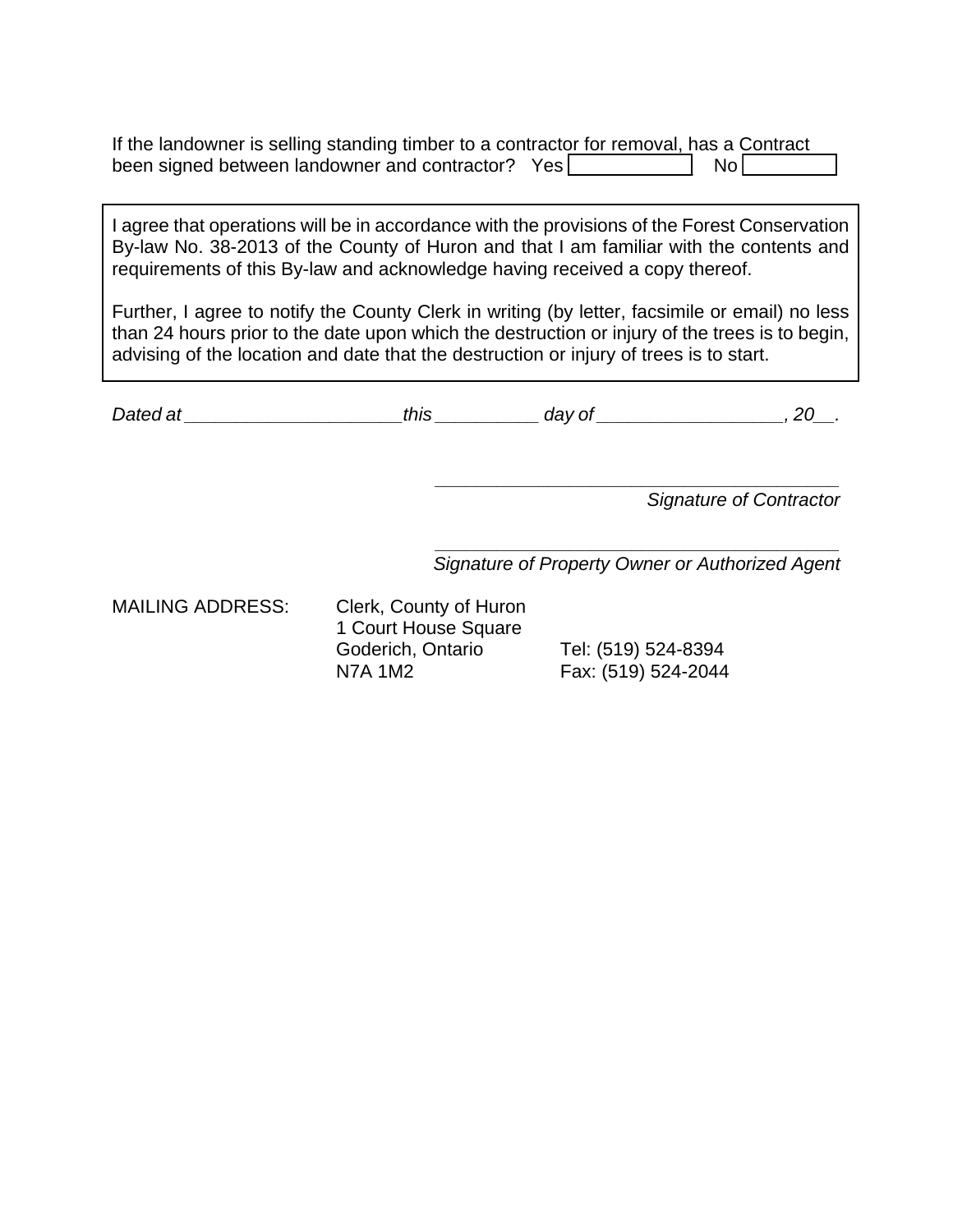If the landowner is selling standing timber to a contractor for removal, has a Contract been signed between landowner and contractor? Yes ☐ No ☐

> I agree that operations will be in accordance with the provisions of the Forest Conservation By-law No. 38-2013 of the County of Huron and that I am familiar with the contents and requirements of this By-law and acknowledge having received a copy thereof.
>
> Further, I agree to notify the County Clerk in writing (by letter, facsimile or email) no less than 24 hours prior to the date upon which the destruction or injury of the trees is to begin, advising of the location and date that the destruction or injury of trees is to start.

*Dated at _____________________this __________ day of __________________, 20__.*

________________________________________
*Signature of Contractor*

________________________________________
*Signature of Property Owner or Authorized Agent*

MAILING ADDRESS:

Clerk, County of Huron
1 Court House Square
Goderich, Ontario
N7A 1M2

Tel: (519) 524-8394
Fax: (519) 524-2044